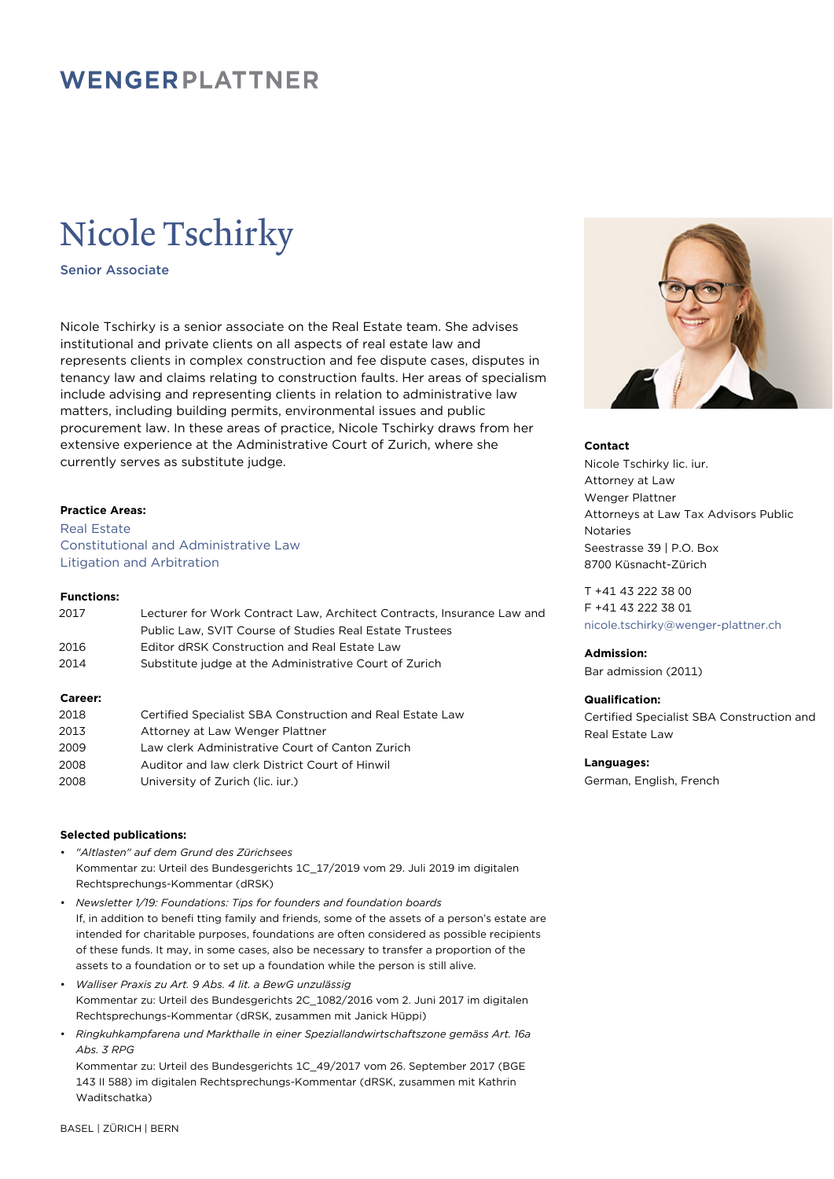WENGERPLATTNER

# Nicole Tschirky

**Senior Associate**

Nicole Tschirky is a senior associate on the Real Estate team. She advises institutional and private clients on all aspects of real estate law and represents clients in complex construction and fee dispute cases, disputes in tenancy law and claims relating to construction faults. Her areas of specialism include advising and representing clients in relation to administrative law matters, including building permits, environmental issues and public procurement law. In these areas of practice, Nicole Tschirky draws from her extensive experience at the Administrative Court of Zurich, where she currently serves as substitute judge.

**Practice Areas:**

Real Estate
Constitutional and Administrative Law
Litigation and Arbitration

**Functions:**

| | |
|---|---|
| 2017 | Lecturer for Work Contract Law, Architect Contracts, Insurance Law and Public Law, SVIT Course of Studies Real Estate Trustees |
| 2016 | Editor dRSK Construction and Real Estate Law |
| 2014 | Substitute judge at the Administrative Court of Zurich |

**Career:**

| | |
|---|---|
| 2018 | Certified Specialist SBA Construction and Real Estate Law |
| 2013 | Attorney at Law Wenger Plattner |
| 2009 | Law clerk Administrative Court of Canton Zurich |
| 2008 | Auditor and law clerk District Court of Hinwil |
| 2008 | University of Zurich (lic. iur.) |

**Selected publications:**

- *"Altlasten" auf dem Grund des Zürichsees*
  Kommentar zu: Urteil des Bundesgerichts 1C_17/2019 vom 29. Juli 2019 im digitalen Rechtsprechungs-Kommentar (dRSK)
- *Newsletter 1/19: Foundations: Tips for founders and foundation boards*
  If, in addition to benefi tting family and friends, some of the assets of a person's estate are intended for charitable purposes, foundations are often considered as possible recipients of these funds. It may, in some cases, also be necessary to transfer a proportion of the assets to a foundation or to set up a foundation while the person is still alive.
- *Walliser Praxis zu Art. 9 Abs. 4 lit. a BewG unzulässig*
  Kommentar zu: Urteil des Bundesgerichts 2C_1082/2016 vom 2. Juni 2017 im digitalen Rechtsprechungs-Kommentar (dRSK, zusammen mit Janick Hüppi)
- *Ringkuhkampfarena und Markthalle in einer Speziallandwirtschaftszone gemäss Art. 16a Abs. 3 RPG*
  Kommentar zu: Urteil des Bundesgerichts 1C_49/2017 vom 26. September 2017 (BGE 143 II 588) im digitalen Rechtsprechungs-Kommentar (dRSK, zusammen mit Kathrin Waditschatka)

**Contact**

Nicole Tschirky lic. iur.
Attorney at Law
Wenger Plattner
Attorneys at Law Tax Advisors Public Notaries
Seestrasse 39 | P.O. Box
8700 Küsnacht-Zürich

T +41 43 222 38 00
F +41 43 222 38 01
nicole.tschirky@wenger-plattner.ch

**Admission:**

Bar admission (2011)

**Qualification:**

Certified Specialist SBA Construction and Real Estate Law

**Languages:**

German, English, French

BASEL | ZÜRICH | BERN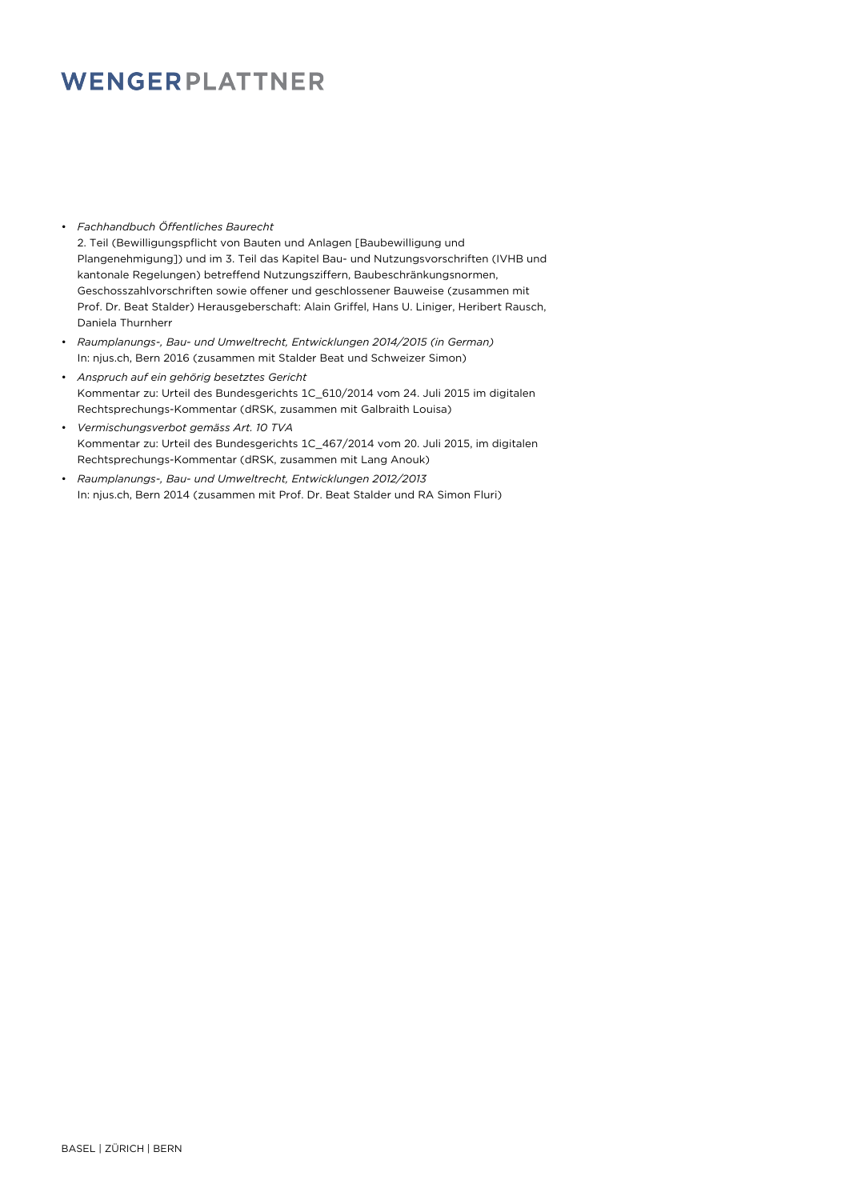- *Fachhandbuch Öffentliches Baurecht*
  2. Teil (Bewilligungspflicht von Bauten und Anlagen [Baubewilligung und Plangenehmigung]) und im 3. Teil das Kapitel Bau- und Nutzungsvorschriften (IVHB und kantonale Regelungen) betreffend Nutzungsziffern, Baubeschränkungsnormen, Geschosszahlvorschriften sowie offener und geschlossener Bauweise (zusammen mit Prof. Dr. Beat Stalder) Herausgeberschaft: Alain Griffel, Hans U. Liniger, Heribert Rausch, Daniela Thurnherr
- *Raumplanungs-, Bau- und Umweltrecht, Entwicklungen 2014/2015 (in German)*
  In: njus.ch, Bern 2016 (zusammen mit Stalder Beat und Schweizer Simon)
- *Anspruch auf ein gehörig besetztes Gericht*
  Kommentar zu: Urteil des Bundesgerichts 1C_610/2014 vom 24. Juli 2015 im digitalen Rechtsprechungs-Kommentar (dRSK, zusammen mit Galbraith Louisa)
- *Vermischungsverbot gemäss Art. 10 TVA*
  Kommentar zu: Urteil des Bundesgerichts 1C_467/2014 vom 20. Juli 2015, im digitalen Rechtsprechungs-Kommentar (dRSK, zusammen mit Lang Anouk)
- *Raumplanungs-, Bau- und Umweltrecht, Entwicklungen 2012/2013*
  In: njus.ch, Bern 2014 (zusammen mit Prof. Dr. Beat Stalder und RA Simon Fluri)